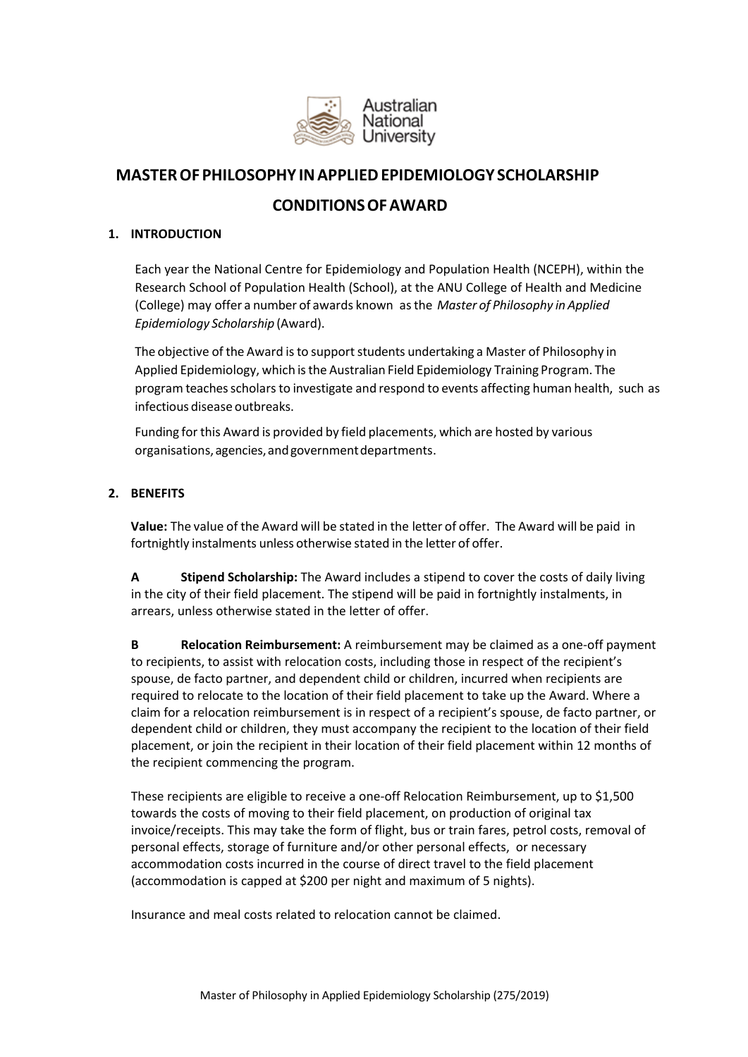# MASTER OF PHILOSOPHY IN APPLIED EPIDEMIOLOGY SCHOLARSHIP

# CONDITIONS OF AWARD

## 1. INTRODUCTION

Each year the National Centre for Epidemiology and Population Health (NCEPH), within the Research School of Population Health (School), at the ANU College of Health and Medicine (College) may offer a number of awards known as the *Master of Philosophy in Applied Epidemiology Scholarship* (Award).

The objective of the Award is to support students undertaking a Master of Philosophy in Applied Epidemiology, which is the Australian Field Epidemiology Training Program. The program teaches scholars to investigate and respond to events affecting human health, such as infectious disease outbreaks.

Funding for this Award is provided by field placements, which are hosted by various organisations, agencies, and government departments.

## 2. BENEFITS

**Value:** The value of the Award will be stated in the letter of offer. The Award will be paid in fortnightly instalments unless otherwise stated in the letter of offer.

**A Stipend Scholarship:** The Award includes a stipend to cover the costs of daily living in the city of their field placement. The stipend will be paid in fortnightly instalments, in arrears, unless otherwise stated in the letter of offer.

**B Relocation Reimbursement:** A reimbursement may be claimed as a one-off payment to recipients, to assist with relocation costs, including those in respect of the recipient's spouse, de facto partner, and dependent child or children, incurred when recipients are required to relocate to the location of their field placement to take up the Award. Where a claim for a relocation reimbursement is in respect of a recipient's spouse, de facto partner, or dependent child or children, they must accompany the recipient to the location of their field placement, or join the recipient in their location of their field placement within 12 months of the recipient commencing the program.

These recipients are eligible to receive a one-off Relocation Reimbursement, up to $1,500 towards the costs of moving to their field placement, on production of original tax invoice/receipts. This may take the form of flight, bus or train fares, petrol costs, removal of personal effects, storage of furniture and/or other personal effects, or necessary accommodation costs incurred in the course of direct travel to the field placement (accommodation is capped at $200 per night and maximum of 5 nights).

Insurance and meal costs related to relocation cannot be claimed.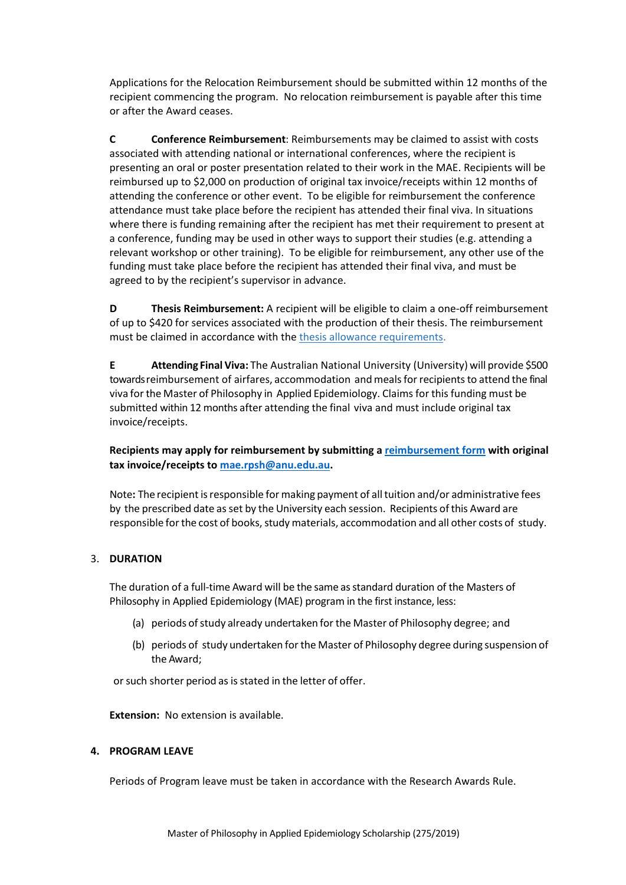Applications for the Relocation Reimbursement should be submitted within 12 months of the recipient commencing the program. No relocation reimbursement is payable after this time or after the Award ceases.

**C Conference Reimbursement**: Reimbursements may be claimed to assist with costs associated with attending national or international conferences, where the recipient is presenting an oral or poster presentation related to their work in the MAE. Recipients will be reimbursed up to $2,000 on production of original tax invoice/receipts within 12 months of attending the conference or other event. To be eligible for reimbursement the conference attendance must take place before the recipient has attended their final viva. In situations where there is funding remaining after the recipient has met their requirement to present at a conference, funding may be used in other ways to support their studies (e.g. attending a relevant workshop or other training). To be eligible for reimbursement, any other use of the funding must take place before the recipient has attended their final viva, and must be agreed to by the recipient's supervisor in advance.

**D Thesis Reimbursement:** A recipient will be eligible to claim a one-off reimbursement of up to $420 for services associated with the production of their thesis. The reimbursement must be claimed in accordance with the thesis allowance requirements.

**E Attending Final Viva:** The Australian National University (University) will provide $500 towards reimbursement of airfares, accommodation and meals for recipients to attend the final viva for the Master of Philosophy in Applied Epidemiology. Claims for this funding must be submitted within 12 months after attending the final viva and must include original tax invoice/receipts.

**Recipients may apply for reimbursement by submitting a reimbursement form with original tax invoice/receipts to mae.rpsh@anu.edu.au.**

Note**:** The recipient is responsible for making payment of all tuition and/or administrative fees by the prescribed date as set by the University each session. Recipients of this Award are responsible for the cost of books, study materials, accommodation and all other costs of study.

## 3. DURATION

The duration of a full-time Award will be the same as standard duration of the Masters of Philosophy in Applied Epidemiology (MAE) program in the first instance, less:

(a) periods of study already undertaken for the Master of Philosophy degree; and

(b) periods of study undertaken for the Master of Philosophy degree during suspension of the Award;

or such shorter period as is stated in the letter of offer.

**Extension:** No extension is available.

## 4. PROGRAM LEAVE

Periods of Program leave must be taken in accordance with the Research Awards Rule.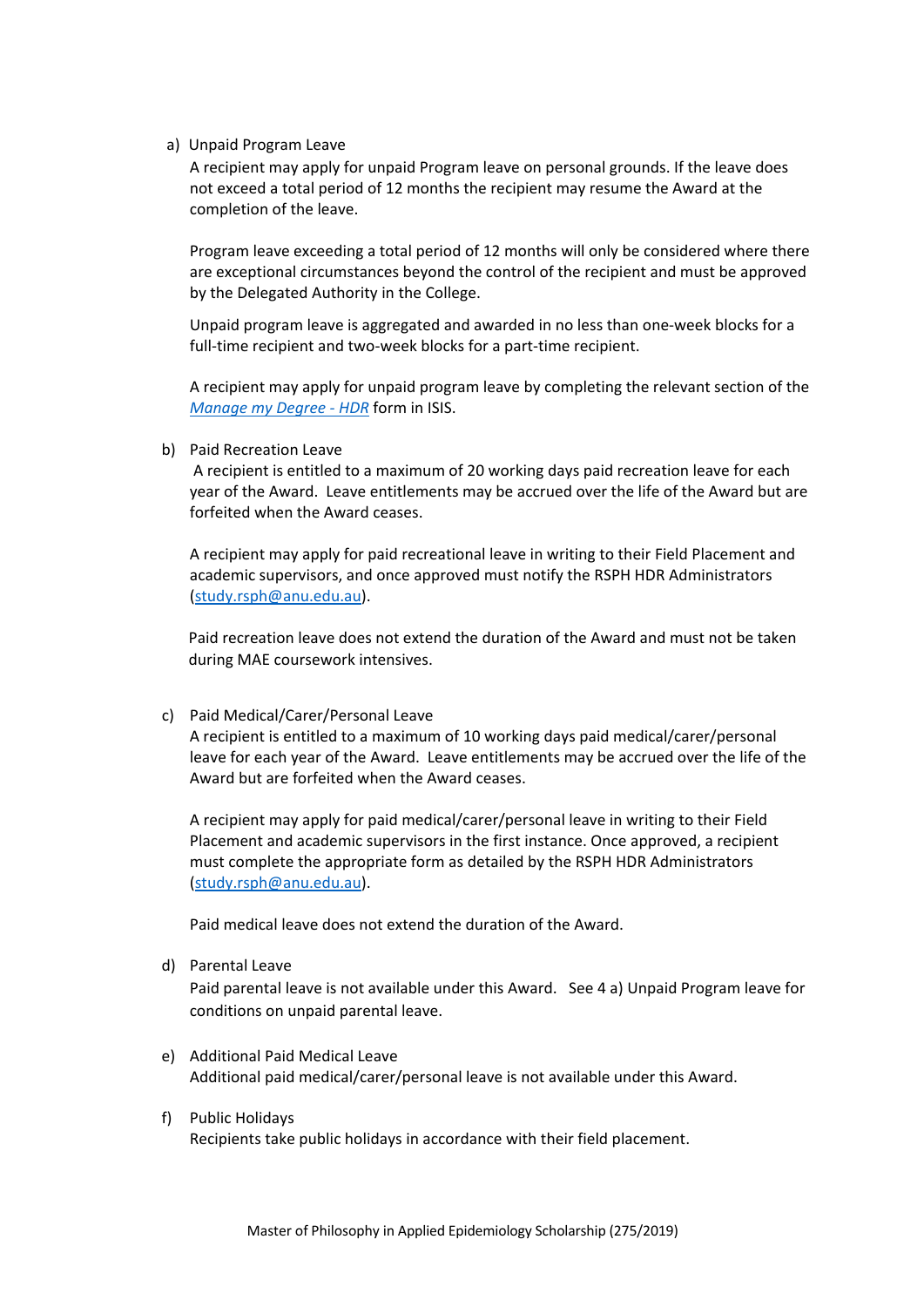a) Unpaid Program Leave

A recipient may apply for unpaid Program leave on personal grounds. If the leave does not exceed a total period of 12 months the recipient may resume the Award at the completion of the leave.

Program leave exceeding a total period of 12 months will only be considered where there are exceptional circumstances beyond the control of the recipient and must be approved by the Delegated Authority in the College.

Unpaid program leave is aggregated and awarded in no less than one-week blocks for a full-time recipient and two-week blocks for a part-time recipient.

A recipient may apply for unpaid program leave by completing the relevant section of the *Manage my Degree - HDR* form in ISIS.

b) Paid Recreation Leave

A recipient is entitled to a maximum of 20 working days paid recreation leave for each year of the Award. Leave entitlements may be accrued over the life of the Award but are forfeited when the Award ceases.

A recipient may apply for paid recreational leave in writing to their Field Placement and academic supervisors, and once approved must notify the RSPH HDR Administrators (study.rsph@anu.edu.au).

Paid recreation leave does not extend the duration of the Award and must not be taken during MAE coursework intensives.

c) Paid Medical/Carer/Personal Leave

A recipient is entitled to a maximum of 10 working days paid medical/carer/personal leave for each year of the Award. Leave entitlements may be accrued over the life of the Award but are forfeited when the Award ceases.

A recipient may apply for paid medical/carer/personal leave in writing to their Field Placement and academic supervisors in the first instance. Once approved, a recipient must complete the appropriate form as detailed by the RSPH HDR Administrators (study.rsph@anu.edu.au).

Paid medical leave does not extend the duration of the Award.

d) Parental Leave

Paid parental leave is not available under this Award. See 4 a) Unpaid Program leave for conditions on unpaid parental leave.

e) Additional Paid Medical Leave

Additional paid medical/carer/personal leave is not available under this Award.

f) Public Holidays

Recipients take public holidays in accordance with their field placement.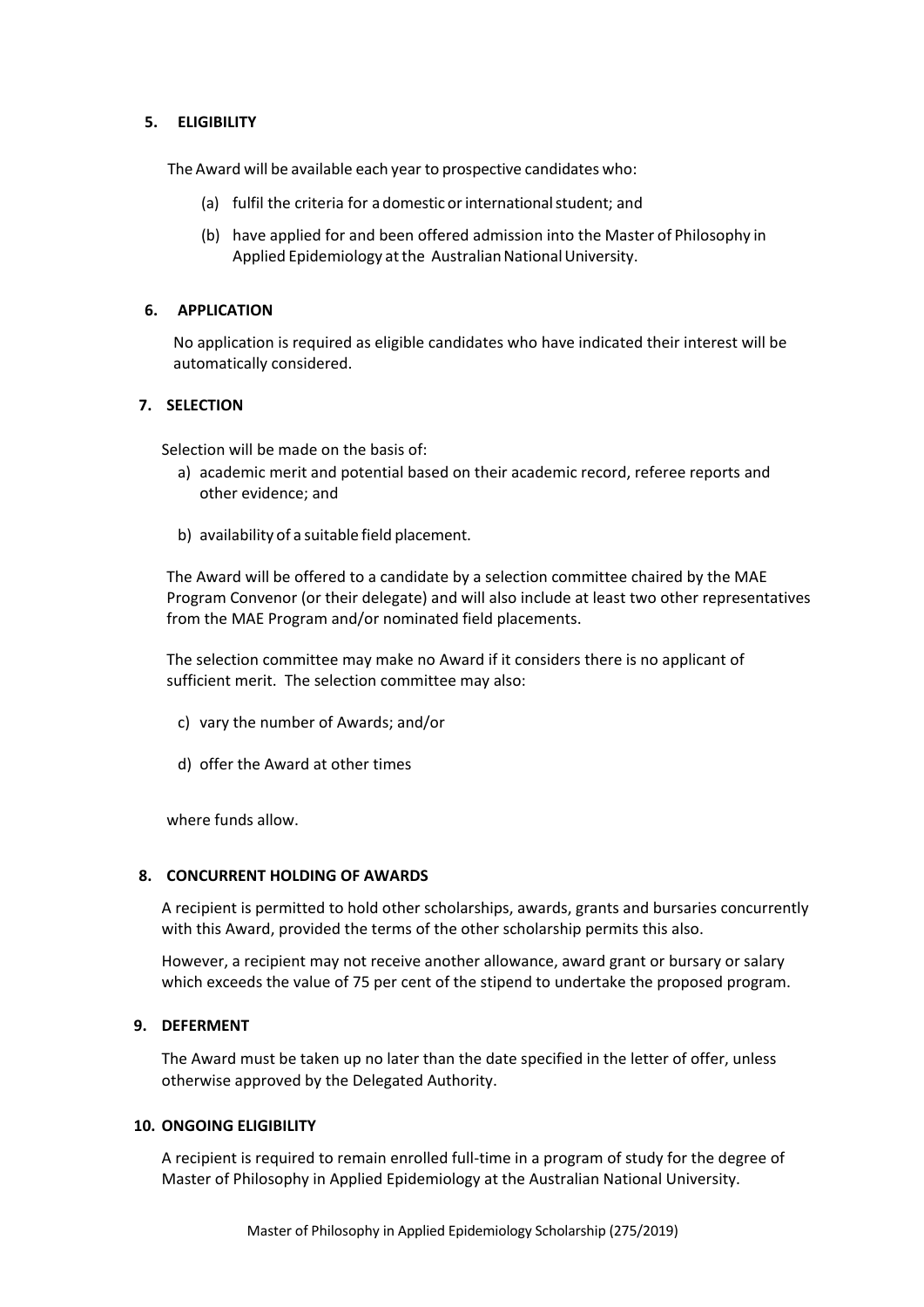## 5. ELIGIBILITY

The Award will be available each year to prospective candidates who:

(a) fulfil the criteria for a domestic or international student; and

(b) have applied for and been offered admission into the Master of Philosophy in Applied Epidemiology at the Australian National University.

## 6. APPLICATION

No application is required as eligible candidates who have indicated their interest will be automatically considered.

## 7. SELECTION

Selection will be made on the basis of:

a) academic merit and potential based on their academic record, referee reports and other evidence; and

b) availability of a suitable field placement.

The Award will be offered to a candidate by a selection committee chaired by the MAE Program Convenor (or their delegate) and will also include at least two other representatives from the MAE Program and/or nominated field placements.

The selection committee may make no Award if it considers there is no applicant of sufficient merit. The selection committee may also:

c) vary the number of Awards; and/or

d) offer the Award at other times

where funds allow.

## 8. CONCURRENT HOLDING OF AWARDS

A recipient is permitted to hold other scholarships, awards, grants and bursaries concurrently with this Award, provided the terms of the other scholarship permits this also.

However, a recipient may not receive another allowance, award grant or bursary or salary which exceeds the value of 75 per cent of the stipend to undertake the proposed program.

## 9. DEFERMENT

The Award must be taken up no later than the date specified in the letter of offer, unless otherwise approved by the Delegated Authority.

## 10. ONGOING ELIGIBILITY

A recipient is required to remain enrolled full-time in a program of study for the degree of Master of Philosophy in Applied Epidemiology at the Australian National University.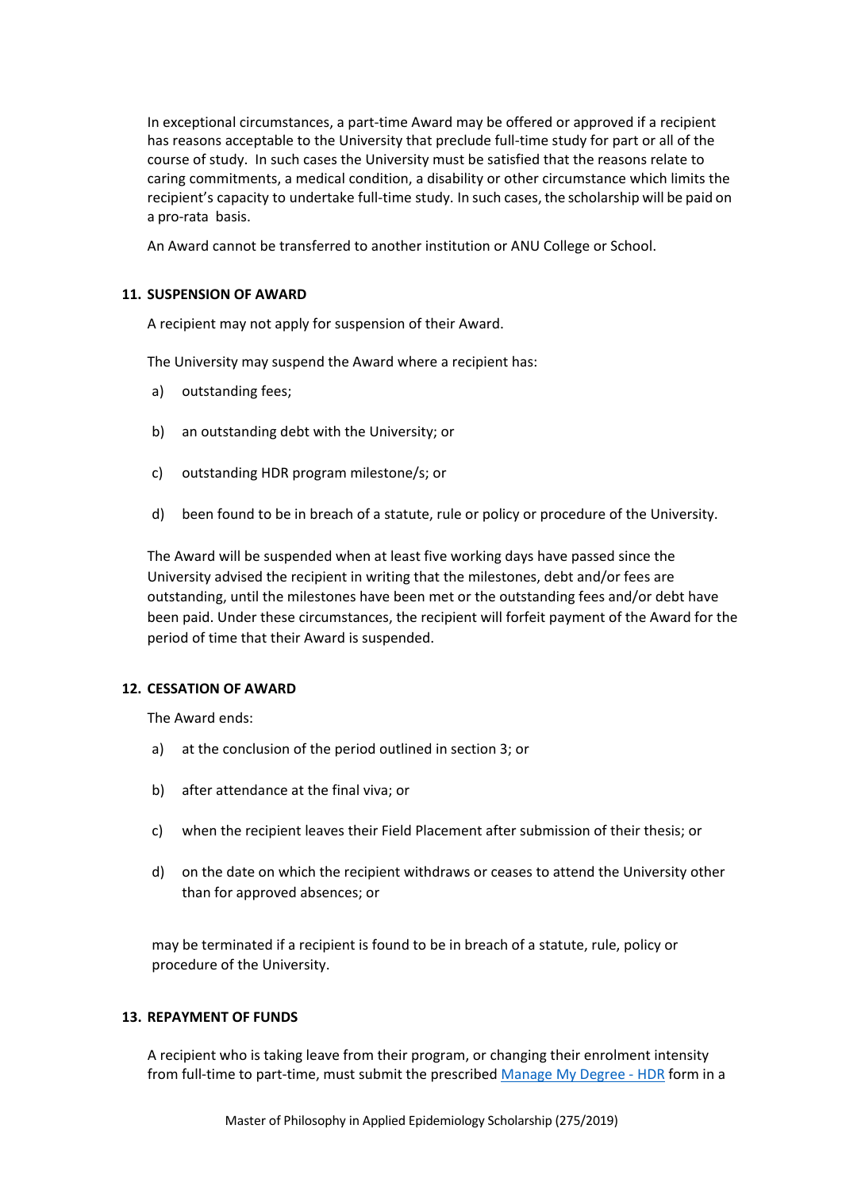In exceptional circumstances, a part-time Award may be offered or approved if a recipient has reasons acceptable to the University that preclude full-time study for part or all of the course of study. In such cases the University must be satisfied that the reasons relate to caring commitments, a medical condition, a disability or other circumstance which limits the recipient's capacity to undertake full-time study. In such cases, the scholarship will be paid on a pro-rata basis.

An Award cannot be transferred to another institution or ANU College or School.

### 11. SUSPENSION OF AWARD

A recipient may not apply for suspension of their Award.

The University may suspend the Award where a recipient has:

a) outstanding fees;

b) an outstanding debt with the University; or

c) outstanding HDR program milestone/s; or

d) been found to be in breach of a statute, rule or policy or procedure of the University.

The Award will be suspended when at least five working days have passed since the University advised the recipient in writing that the milestones, debt and/or fees are outstanding, until the milestones have been met or the outstanding fees and/or debt have been paid. Under these circumstances, the recipient will forfeit payment of the Award for the period of time that their Award is suspended.

### 12. CESSATION OF AWARD

The Award ends:

a) at the conclusion of the period outlined in section 3; or

b) after attendance at the final viva; or

c) when the recipient leaves their Field Placement after submission of their thesis; or

d) on the date on which the recipient withdraws or ceases to attend the University other than for approved absences; or

may be terminated if a recipient is found to be in breach of a statute, rule, policy or procedure of the University.

### 13. REPAYMENT OF FUNDS

A recipient who is taking leave from their program, or changing their enrolment intensity from full-time to part-time, must submit the prescribed [Manage My Degree - HDR]() form in a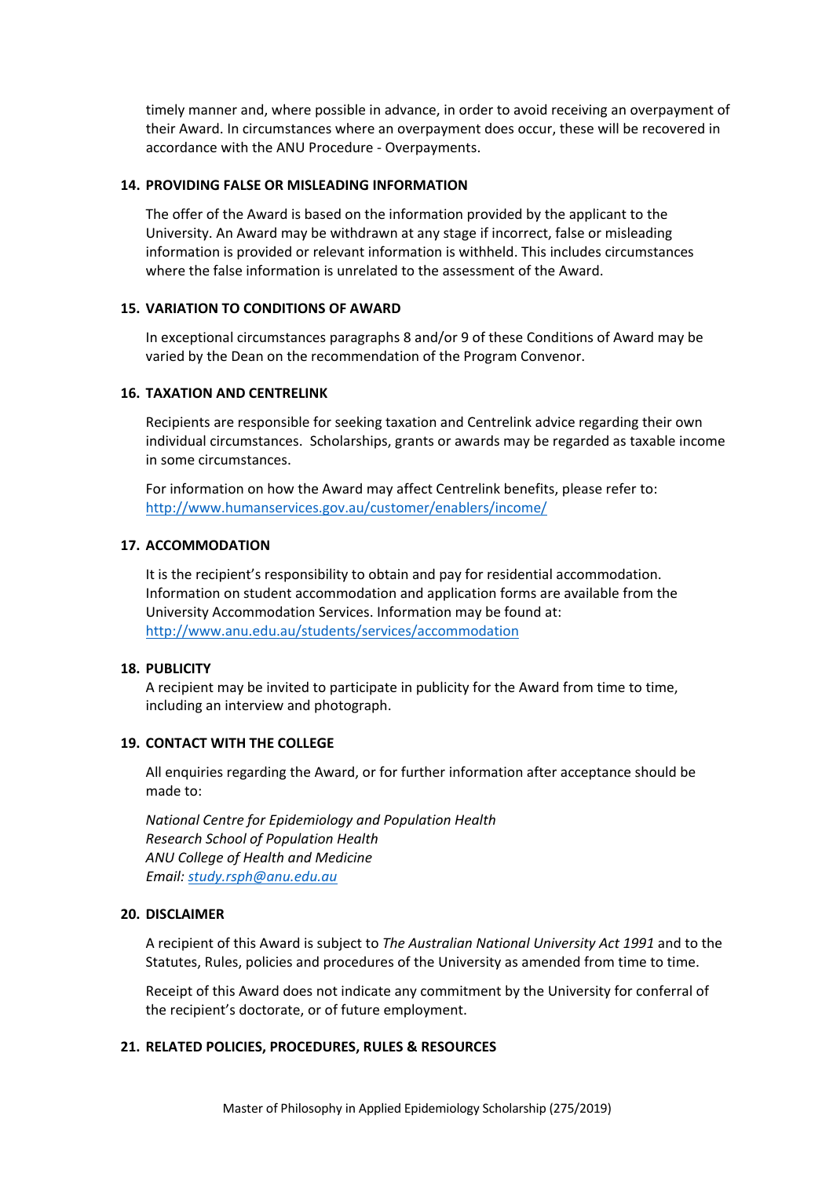timely manner and, where possible in advance, in order to avoid receiving an overpayment of their Award. In circumstances where an overpayment does occur, these will be recovered in accordance with the ANU Procedure - Overpayments.

## 14. PROVIDING FALSE OR MISLEADING INFORMATION

The offer of the Award is based on the information provided by the applicant to the University. An Award may be withdrawn at any stage if incorrect, false or misleading information is provided or relevant information is withheld. This includes circumstances where the false information is unrelated to the assessment of the Award.

## 15. VARIATION TO CONDITIONS OF AWARD

In exceptional circumstances paragraphs 8 and/or 9 of these Conditions of Award may be varied by the Dean on the recommendation of the Program Convenor.

## 16. TAXATION AND CENTRELINK

Recipients are responsible for seeking taxation and Centrelink advice regarding their own individual circumstances. Scholarships, grants or awards may be regarded as taxable income in some circumstances.

For information on how the Award may affect Centrelink benefits, please refer to: http://www.humanservices.gov.au/customer/enablers/income/

## 17. ACCOMMODATION

It is the recipient's responsibility to obtain and pay for residential accommodation. Information on student accommodation and application forms are available from the University Accommodation Services. Information may be found at: http://www.anu.edu.au/students/services/accommodation

## 18. PUBLICITY

A recipient may be invited to participate in publicity for the Award from time to time, including an interview and photograph.

## 19. CONTACT WITH THE COLLEGE

All enquiries regarding the Award, or for further information after acceptance should be made to:

*National Centre for Epidemiology and Population Health*
*Research School of Population Health*
*ANU College of Health and Medicine*
*Email: study.rsph@anu.edu.au*

## 20. DISCLAIMER

A recipient of this Award is subject to *The Australian National University Act 1991* and to the Statutes, Rules, policies and procedures of the University as amended from time to time.

Receipt of this Award does not indicate any commitment by the University for conferral of the recipient's doctorate, or of future employment.

## 21. RELATED POLICIES, PROCEDURES, RULES & RESOURCES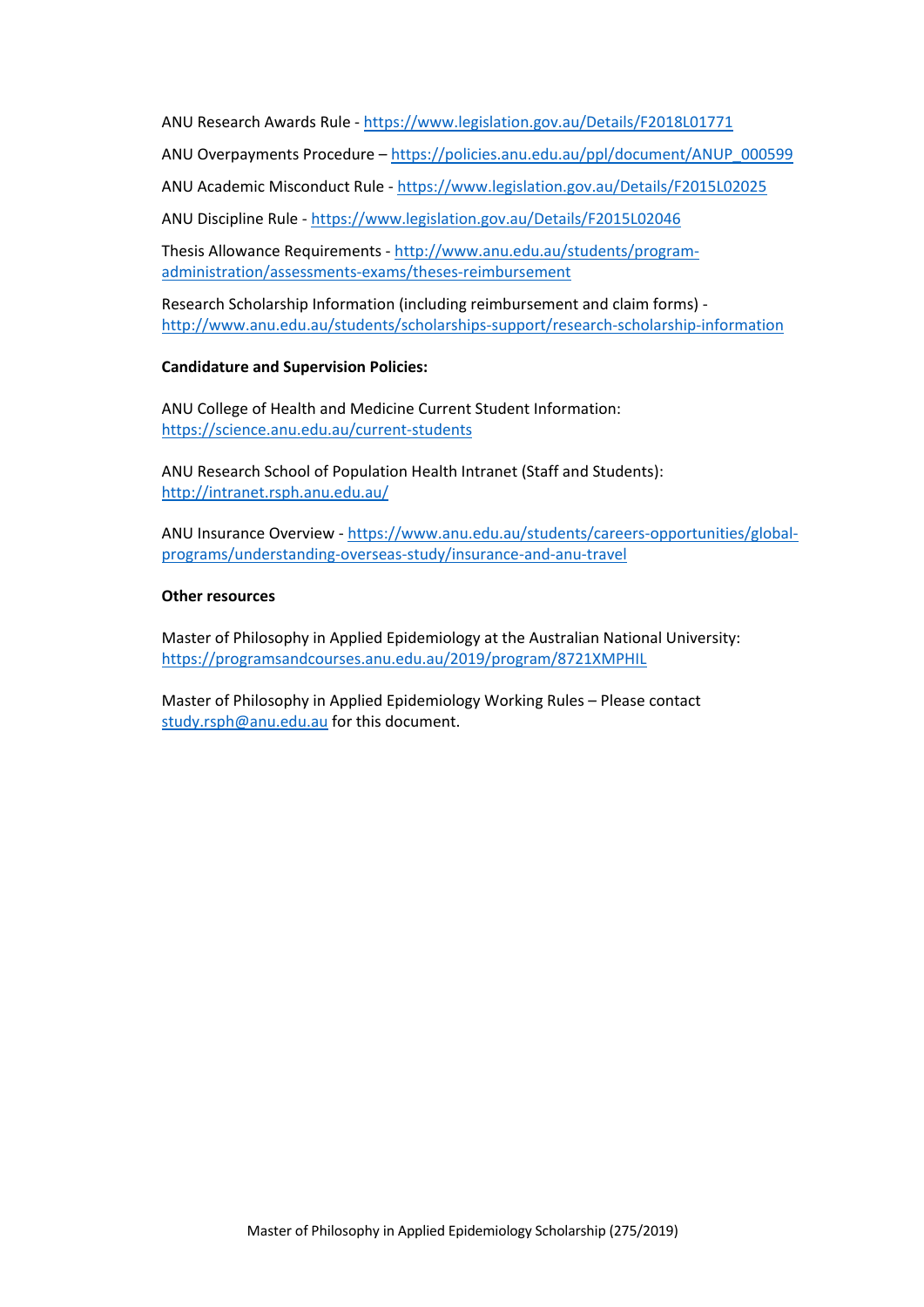ANU Research Awards Rule - https://www.legislation.gov.au/Details/F2018L01771

ANU Overpayments Procedure – https://policies.anu.edu.au/ppl/document/ANUP_000599

ANU Academic Misconduct Rule - https://www.legislation.gov.au/Details/F2015L02025

ANU Discipline Rule - https://www.legislation.gov.au/Details/F2015L02046

Thesis Allowance Requirements - http://www.anu.edu.au/students/program-administration/assessments-exams/theses-reimbursement

Research Scholarship Information (including reimbursement and claim forms) - http://www.anu.edu.au/students/scholarships-support/research-scholarship-information

**Candidature and Supervision Policies:**

ANU College of Health and Medicine Current Student Information: https://science.anu.edu.au/current-students

ANU Research School of Population Health Intranet (Staff and Students): http://intranet.rsph.anu.edu.au/

ANU Insurance Overview - https://www.anu.edu.au/students/careers-opportunities/global-programs/understanding-overseas-study/insurance-and-anu-travel

**Other resources**

Master of Philosophy in Applied Epidemiology at the Australian National University: https://programsandcourses.anu.edu.au/2019/program/8721XMPHIL

Master of Philosophy in Applied Epidemiology Working Rules – Please contact study.rsph@anu.edu.au for this document.